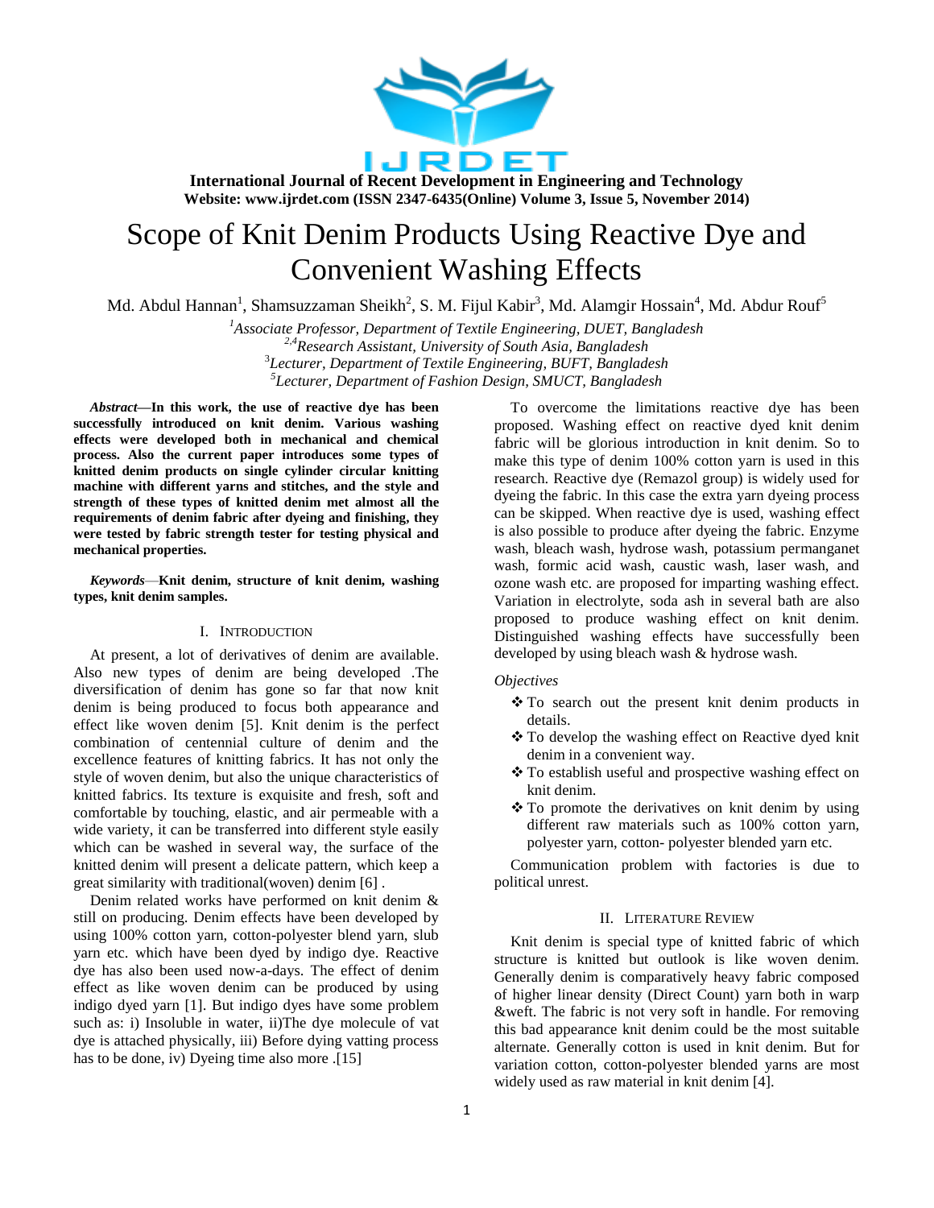International Journal of Recent Development in Engineering and Technology
Website: www.ijrdet.com (ISSN 2347-6435(Online) Volume 3, Issue 5, November 2014)

# Scope of Knit Denim Products Using Reactive Dye and Convenient Washing Effects

Md. Abdul Hannan[1], Shamsuzzaman Sheikh[2], S. M. Fijul Kabir[3], Md. Alamgir Hossain[4], Md. Abdur Rouf[5]

[1]*Associate Professor, Department of Textile Engineering, DUET, Bangladesh*
[2,4]*Research Assistant, University of South Asia, Bangladesh*
[3]*Lecturer, Department of Textile Engineering, BUFT, Bangladesh*
[5]*Lecturer, Department of Fashion Design, SMUCT, Bangladesh*

***Abstract*—In this work, the use of reactive dye has been successfully introduced on knit denim. Various washing effects were developed both in mechanical and chemical process. Also the current paper introduces some types of knitted denim products on single cylinder circular knitting machine with different yarns and stitches, and the style and strength of these types of knitted denim met almost all the requirements of denim fabric after dyeing and finishing, they were tested by fabric strength tester for testing physical and mechanical properties.**

***Keywords*—Knit denim, structure of knit denim, washing types, knit denim samples.**

## I. Introduction

At present, a lot of derivatives of denim are available. Also new types of denim are being developed .The diversification of denim has gone so far that now knit denim is being produced to focus both appearance and effect like woven denim [5]. Knit denim is the perfect combination of centennial culture of denim and the excellence features of knitting fabrics. It has not only the style of woven denim, but also the unique characteristics of knitted fabrics. Its texture is exquisite and fresh, soft and comfortable by touching, elastic, and air permeable with a wide variety, it can be transferred into different style easily which can be washed in several way, the surface of the knitted denim will present a delicate pattern, which keep a great similarity with traditional(woven) denim [6] .

Denim related works have performed on knit denim & still on producing. Denim effects have been developed by using 100% cotton yarn, cotton-polyester blend yarn, slub yarn etc. which have been dyed by indigo dye. Reactive dye has also been used now-a-days. The effect of denim effect as like woven denim can be produced by using indigo dyed yarn [1]. But indigo dyes have some problem such as: i) Insoluble in water, ii)The dye molecule of vat dye is attached physically, iii) Before dying vatting process has to be done, iv) Dyeing time also more .[15]

To overcome the limitations reactive dye has been proposed. Washing effect on reactive dyed knit denim fabric will be glorious introduction in knit denim. So to make this type of denim 100% cotton yarn is used in this research. Reactive dye (Remazol group) is widely used for dyeing the fabric. In this case the extra yarn dyeing process can be skipped. When reactive dye is used, washing effect is also possible to produce after dyeing the fabric. Enzyme wash, bleach wash, hydrose wash, potassium permanganet wash, formic acid wash, caustic wash, laser wash, and ozone wash etc. are proposed for imparting washing effect. Variation in electrolyte, soda ash in several bath are also proposed to produce washing effect on knit denim. Distinguished washing effects have successfully been developed by using bleach wash & hydrose wash.

*Objectives*

- To search out the present knit denim products in details.
- To develop the washing effect on Reactive dyed knit denim in a convenient way.
- To establish useful and prospective washing effect on knit denim.
- To promote the derivatives on knit denim by using different raw materials such as 100% cotton yarn, polyester yarn, cotton- polyester blended yarn etc.

Communication problem with factories is due to political unrest.

## II. Literature Review

Knit denim is special type of knitted fabric of which structure is knitted but outlook is like woven denim. Generally denim is comparatively heavy fabric composed of higher linear density (Direct Count) yarn both in warp &weft. The fabric is not very soft in handle. For removing this bad appearance knit denim could be the most suitable alternate. Generally cotton is used in knit denim. But for variation cotton, cotton-polyester blended yarns are most widely used as raw material in knit denim [4].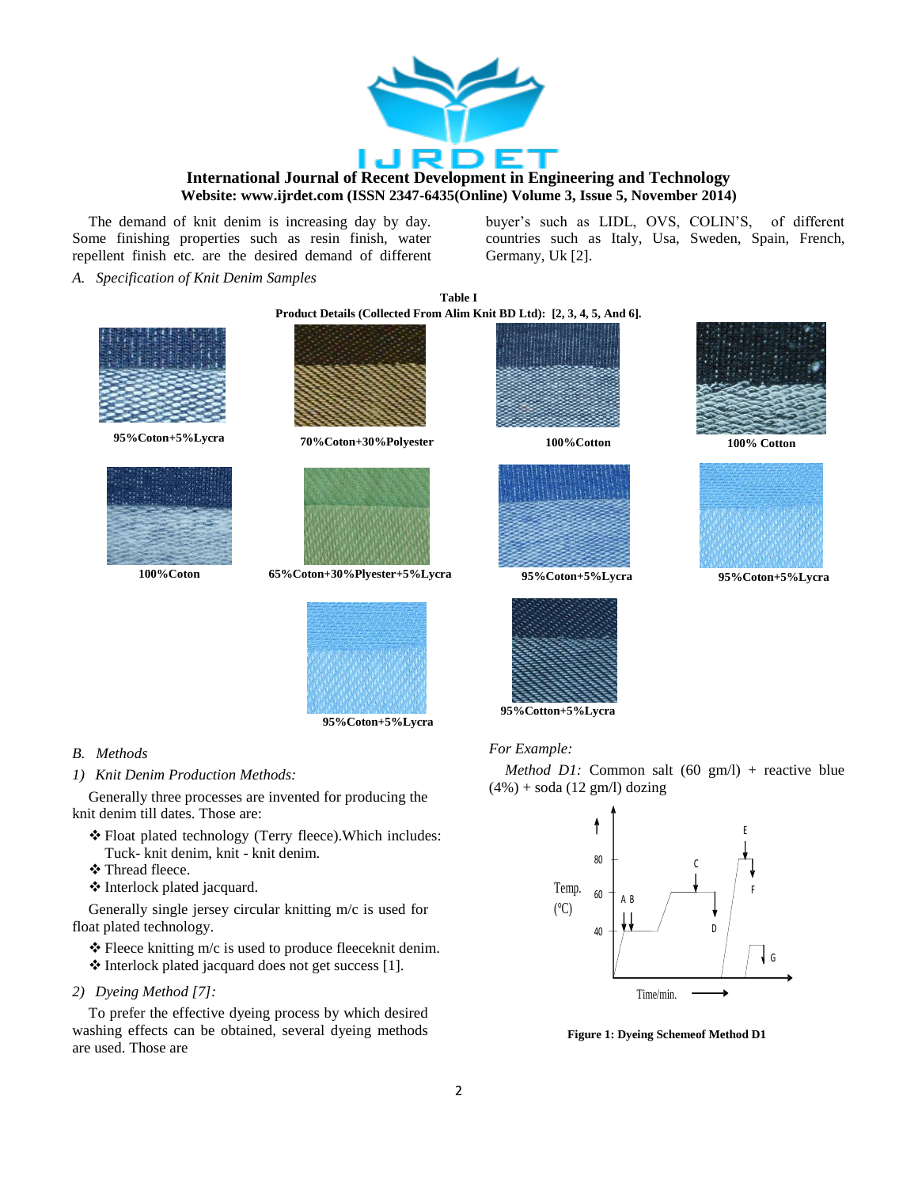The demand of knit denim is increasing day by day. Some finishing properties such as resin finish, water repellent finish etc. are the desired demand of different buyer's such as LIDL, OVS, COLIN'S, of different countries such as Italy, Usa, Sweden, Spain, French, Germany, Uk [2].

*A. Specification of Knit Denim Samples*

**Table I**
**Product Details (Collected From Alim Knit BD Ltd): [2, 3, 4, 5, And 6].**

95%Coton+5%Lycra

70%Coton+30%Polyester

100%Cotton

100% Cotton

100%Coton

65%Coton+30%Plyester+5%Lycra

95%Coton+5%Lycra

95%Coton+5%Lycra

95%Coton+5%Lycra

95%Cotton+5%Lycra

*B. Methods*

*1) Knit Denim Production Methods:*

Generally three processes are invented for producing the knit denim till dates. Those are:

- ❖ Float plated technology (Terry fleece).Which includes: Tuck- knit denim, knit - knit denim.
- ❖ Thread fleece.
- ❖ Interlock plated jacquard.

Generally single jersey circular knitting m/c is used for float plated technology.

- ❖ Fleece knitting m/c is used to produce fleeceknit denim.
- ❖ Interlock plated jacquard does not get success [1].

*2) Dyeing Method [7]:*

To prefer the effective dyeing process by which desired washing effects can be obtained, several dyeing methods are used. Those are

*For Example:*

*Method D1:* Common salt (60 gm/l) + reactive blue (4%) + soda (12 gm/l) dozing

**Figure 1: Dyeing Schemeof Method D1**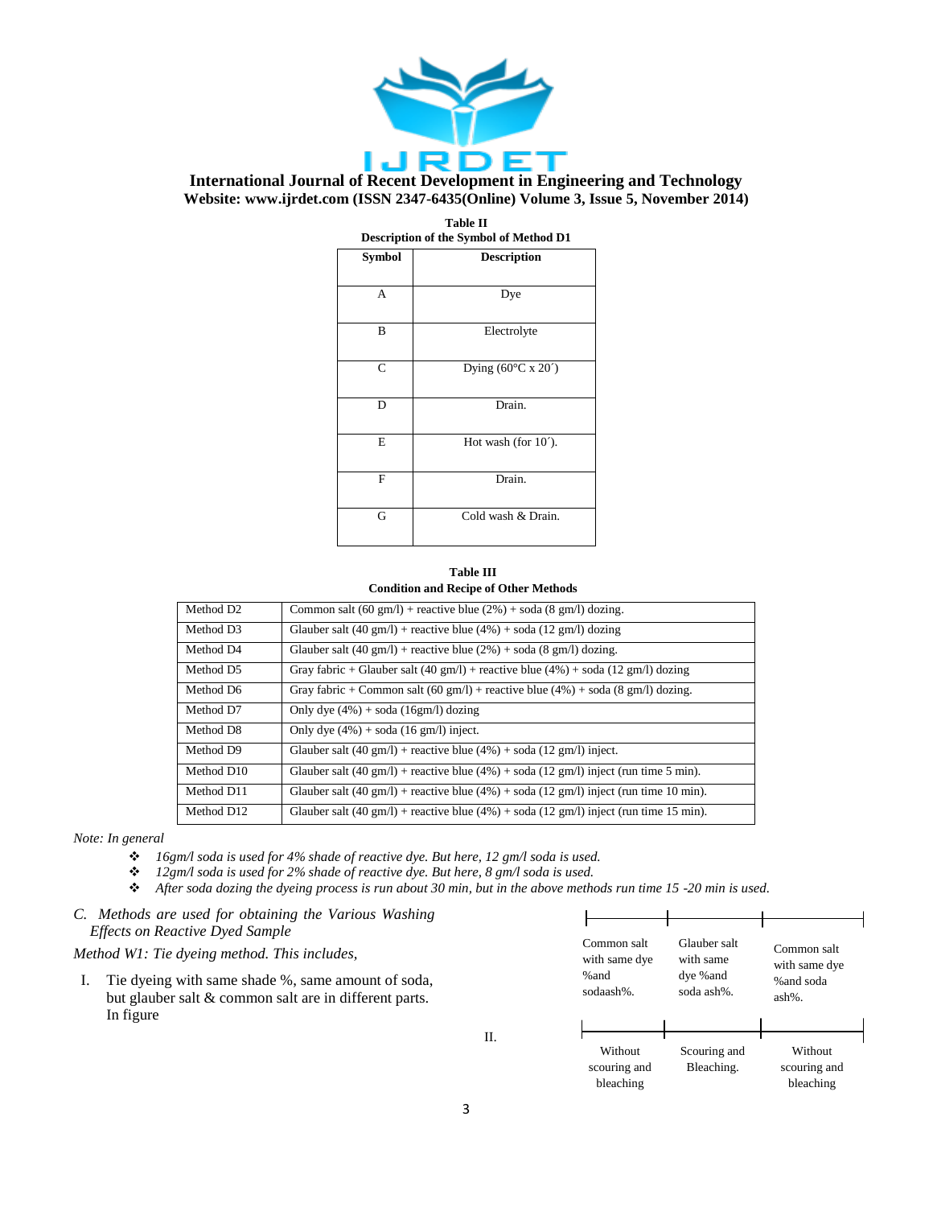**Table II**
**Description of the Symbol of Method D1**

| Symbol | Description |
|---|---|
| A | Dye |
| B | Electrolyte |
| C | Dying (60°C x 20´) |
| D | Drain. |
| E | Hot wash (for 10´). |
| F | Drain. |
| G | Cold wash & Drain. |

**Table III**
**Condition and Recipe of Other Methods**

| | |
|---|---|
| Method D2 | Common salt (60 gm/l) + reactive blue (2%) + soda (8 gm/l) dozing. |
| Method D3 | Glauber salt (40 gm/l) + reactive blue (4%) + soda (12 gm/l) dozing |
| Method D4 | Glauber salt (40 gm/l) + reactive blue (2%) + soda (8 gm/l) dozing. |
| Method D5 | Gray fabric + Glauber salt (40 gm/l) + reactive blue (4%) + soda (12 gm/l) dozing |
| Method D6 | Gray fabric + Common salt (60 gm/l) + reactive blue (4%) + soda (8 gm/l) dozing. |
| Method D7 | Only dye (4%) + soda (16gm/l) dozing |
| Method D8 | Only dye (4%) + soda (16 gm/l) inject. |
| Method D9 | Glauber salt (40 gm/l) + reactive blue (4%) + soda (12 gm/l) inject. |
| Method D10 | Glauber salt (40 gm/l) + reactive blue (4%) + soda (12 gm/l) inject (run time 5 min). |
| Method D11 | Glauber salt (40 gm/l) + reactive blue (4%) + soda (12 gm/l) inject (run time 10 min). |
| Method D12 | Glauber salt (40 gm/l) + reactive blue (4%) + soda (12 gm/l) inject (run time 15 min). |

*Note: In general*

- *16gm/l soda is used for 4% shade of reactive dye. But here, 12 gm/l soda is used.*
- *12gm/l soda is used for 2% shade of reactive dye. But here, 8 gm/l soda is used.*
- *After soda dozing the dyeing process is run about 30 min, but in the above methods run time 15 -20 min is used.*

### *C. Methods are used for obtaining the Various Washing Effects on Reactive Dyed Sample*

*Method W1: Tie dyeing method. This includes,*

I. Tie dyeing with same shade %, same amount of soda, but glauber salt & common salt are in different parts. In figure

| Common salt with same dye %and sodaash%. | Glauber salt with same dye %and soda ash%. | Common salt with same dye %and soda ash%. |
|---|---|---|

II.

| Without scouring and bleaching | Scouring and Bleaching. | Without scouring and bleaching |
|---|---|---|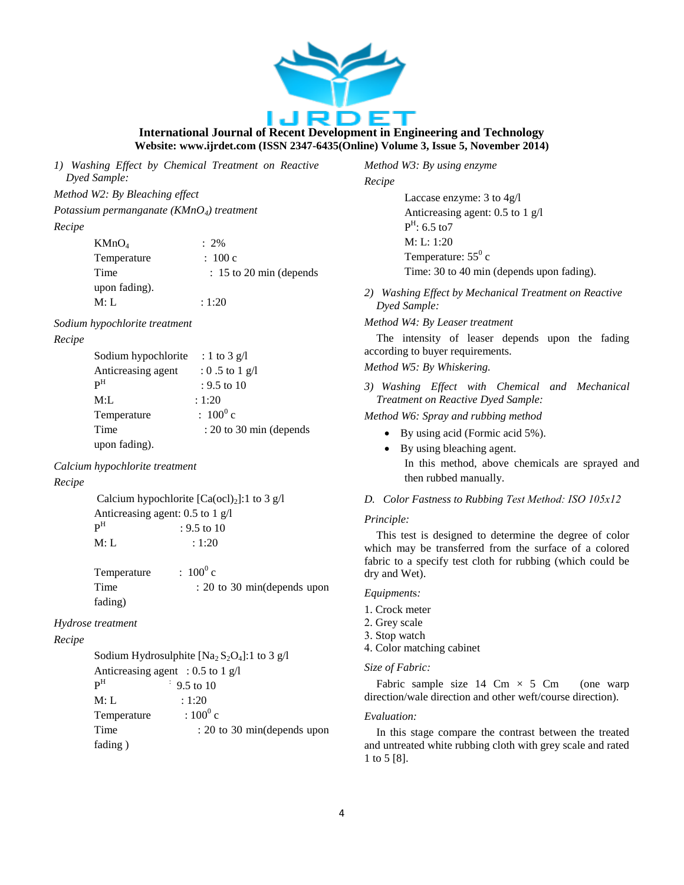*1) Washing Effect by Chemical Treatment on Reactive Dyed Sample:*

*Method W2: By Bleaching effect*

*Potassium permanganate ($KMnO_4$) treatment*

*Recipe*

$KMnO_4$ : 2%
Temperature : 100 c
Time : 15 to 20 min (depends upon fading).
M: L : 1:20

*Sodium hypochlorite treatment*

*Recipe*

Sodium hypochlorite : 1 to 3 g/l
Anticreasing agent : 0 .5 to 1 g/l
$P^H$ : 9.5 to 10
M:L : 1:20
Temperature : $100^0$ c
Time : 20 to 30 min (depends upon fading).

*Calcium hypochlorite treatment*

*Recipe*

Calcium hypochlorite [$Ca(ocl)_2$]:1 to 3 g/l
Anticreasing agent: 0.5 to 1 g/l
$P^H$ : 9.5 to 10
M: L : 1:20

Temperature : $100^0$ c
Time : 20 to 30 min(depends upon fading)

*Hydrose treatment*

*Recipe*

Sodium Hydrosulphite [$Na_2 S_2O_4$]:1 to 3 g/l
Anticreasing agent : 0.5 to 1 g/l
$P^H$ : 9.5 to 10
M: L : 1:20
Temperature : $100^0$ c
Time : 20 to 30 min(depends upon fading )

*Method W3: By using enzyme*

*Recipe*

Laccase enzyme: 3 to 4g/l
Anticreasing agent: 0.5 to 1 g/l
$P^H$: 6.5 to7
M: L: 1:20
Temperature: $55^0$ c
Time: 30 to 40 min (depends upon fading).

*2) Washing Effect by Mechanical Treatment on Reactive Dyed Sample:*

*Method W4: By Leaser treatment*

The intensity of leaser depends upon the fading according to buyer requirements.

*Method W5: By Whiskering.*

*3) Washing Effect with Chemical and Mechanical Treatment on Reactive Dyed Sample:*

*Method W6: Spray and rubbing method*

- By using acid (Formic acid 5%).
- By using bleaching agent.

  In this method, above chemicals are sprayed and then rubbed manually.

*D. Color Fastness to Rubbing Test Method: ISO 105x12*

*Principle:*

This test is designed to determine the degree of color which may be transferred from the surface of a colored fabric to a specify test cloth for rubbing (which could be dry and Wet).

*Equipments:*

1. Crock meter
2. Grey scale
3. Stop watch
4. Color matching cabinet

*Size of Fabric:*

Fabric sample size 14 Cm × 5 Cm (one warp direction/wale direction and other weft/course direction).

*Evaluation:*

In this stage compare the contrast between the treated and untreated white rubbing cloth with grey scale and rated 1 to 5 [8].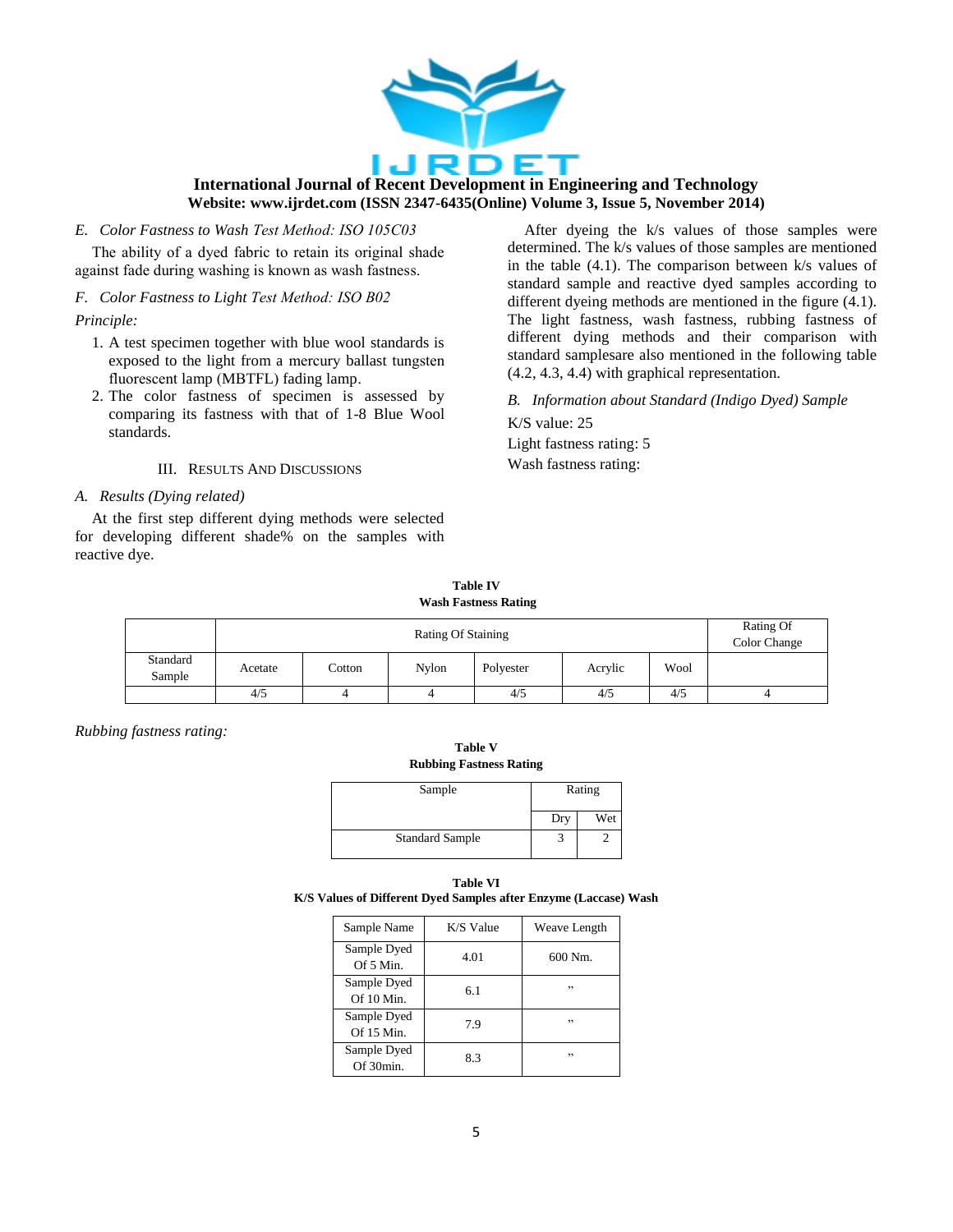*E. Color Fastness to Wash Test Method: ISO 105C03*

The ability of a dyed fabric to retain its original shade against fade during washing is known as wash fastness.

*F. Color Fastness to Light Test Method: ISO B02*

*Principle:*

1. A test specimen together with blue wool standards is exposed to the light from a mercury ballast tungsten fluorescent lamp (MBTFL) fading lamp.
2. The color fastness of specimen is assessed by comparing its fastness with that of 1-8 Blue Wool standards.

## III. RESULTS AND DISCUSSIONS

*A. Results (Dying related)*

At the first step different dying methods were selected for developing different shade% on the samples with reactive dye.

After dyeing the k/s values of those samples were determined. The k/s values of those samples are mentioned in the table (4.1). The comparison between k/s values of standard sample and reactive dyed samples according to different dyeing methods are mentioned in the figure (4.1). The light fastness, wash fastness, rubbing fastness of different dying methods and their comparison with standard samplesare also mentioned in the following table (4.2, 4.3, 4.4) with graphical representation.

*B. Information about Standard (Indigo Dyed) Sample*

K/S value: 25

Light fastness rating: 5

Wash fastness rating:

**Table IV**
**Wash Fastness Rating**

| | Rating Of Staining | | | | | | Rating Of Color Change |
|---|---|---|---|---|---|---|---|
| Standard Sample | Acetate | Cotton | Nylon | Polyester | Acrylic | Wool | |
| | 4/5 | 4 | 4 | 4/5 | 4/5 | 4/5 | 4 |

*Rubbing fastness rating:*

**Table V**
**Rubbing Fastness Rating**

| Sample | Rating | |
|---|---|---|
| | Dry | Wet |
| Standard Sample | 3 | 2 |

**Table VI**
**K/S Values of Different Dyed Samples after Enzyme (Laccase) Wash**

| Sample Name | K/S Value | Weave Length |
|---|---|---|
| Sample Dyed Of 5 Min. | 4.01 | 600 Nm. |
| Sample Dyed Of 10 Min. | 6.1 | ,, |
| Sample Dyed Of 15 Min. | 7.9 | ,, |
| Sample Dyed Of 30min. | 8.3 | ,, |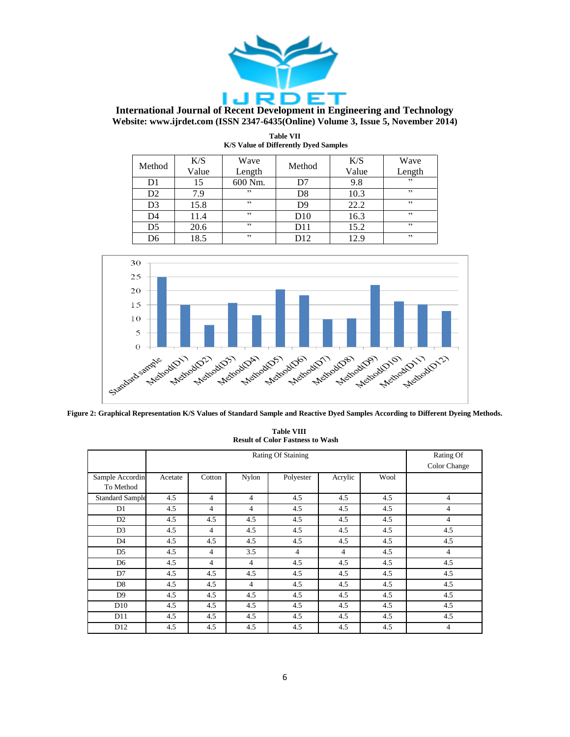**Table VII**
**K/S Value of Differently Dyed Samples**

| Method | K/S Value | Wave Length | Method | K/S Value | Wave Length |
|---|---|---|---|---|---|
| D1 | 15 | 600 Nm. | D7 | 9.8 | ,, |
| D2 | 7.9 | ,, | D8 | 10.3 | ,, |
| D3 | 15.8 | ,, | D9 | 22.2 | ,, |
| D4 | 11.4 | ,, | D10 | 16.3 | ,, |
| D5 | 20.6 | ,, | D11 | 15.2 | ,, |
| D6 | 18.5 | ,, | D12 | 12.9 | ,, |

**Figure 2: Graphical Representation K/S Values of Standard Sample and Reactive Dyed Samples According to Different Dyeing Methods.**

**Table VIII**
**Result of Color Fastness to Wash**

| | Rating Of Staining | | | | | | Rating Of Color Change |
|---|---|---|---|---|---|---|---|
| Sample According To Method | Acetate | Cotton | Nylon | Polyester | Acrylic | Wool | |
| Standard Sample | 4.5 | 4 | 4 | 4.5 | 4.5 | 4.5 | 4 |
| D1 | 4.5 | 4 | 4 | 4.5 | 4.5 | 4.5 | 4 |
| D2 | 4.5 | 4.5 | 4.5 | 4.5 | 4.5 | 4.5 | 4 |
| D3 | 4.5 | 4 | 4.5 | 4.5 | 4.5 | 4.5 | 4.5 |
| D4 | 4.5 | 4.5 | 4.5 | 4.5 | 4.5 | 4.5 | 4.5 |
| D5 | 4.5 | 4 | 3.5 | 4 | 4 | 4.5 | 4 |
| D6 | 4.5 | 4 | 4 | 4.5 | 4.5 | 4.5 | 4.5 |
| D7 | 4.5 | 4.5 | 4.5 | 4.5 | 4.5 | 4.5 | 4.5 |
| D8 | 4.5 | 4.5 | 4 | 4.5 | 4.5 | 4.5 | 4.5 |
| D9 | 4.5 | 4.5 | 4.5 | 4.5 | 4.5 | 4.5 | 4.5 |
| D10 | 4.5 | 4.5 | 4.5 | 4.5 | 4.5 | 4.5 | 4.5 |
| D11 | 4.5 | 4.5 | 4.5 | 4.5 | 4.5 | 4.5 | 4.5 |
| D12 | 4.5 | 4.5 | 4.5 | 4.5 | 4.5 | 4.5 | 4 |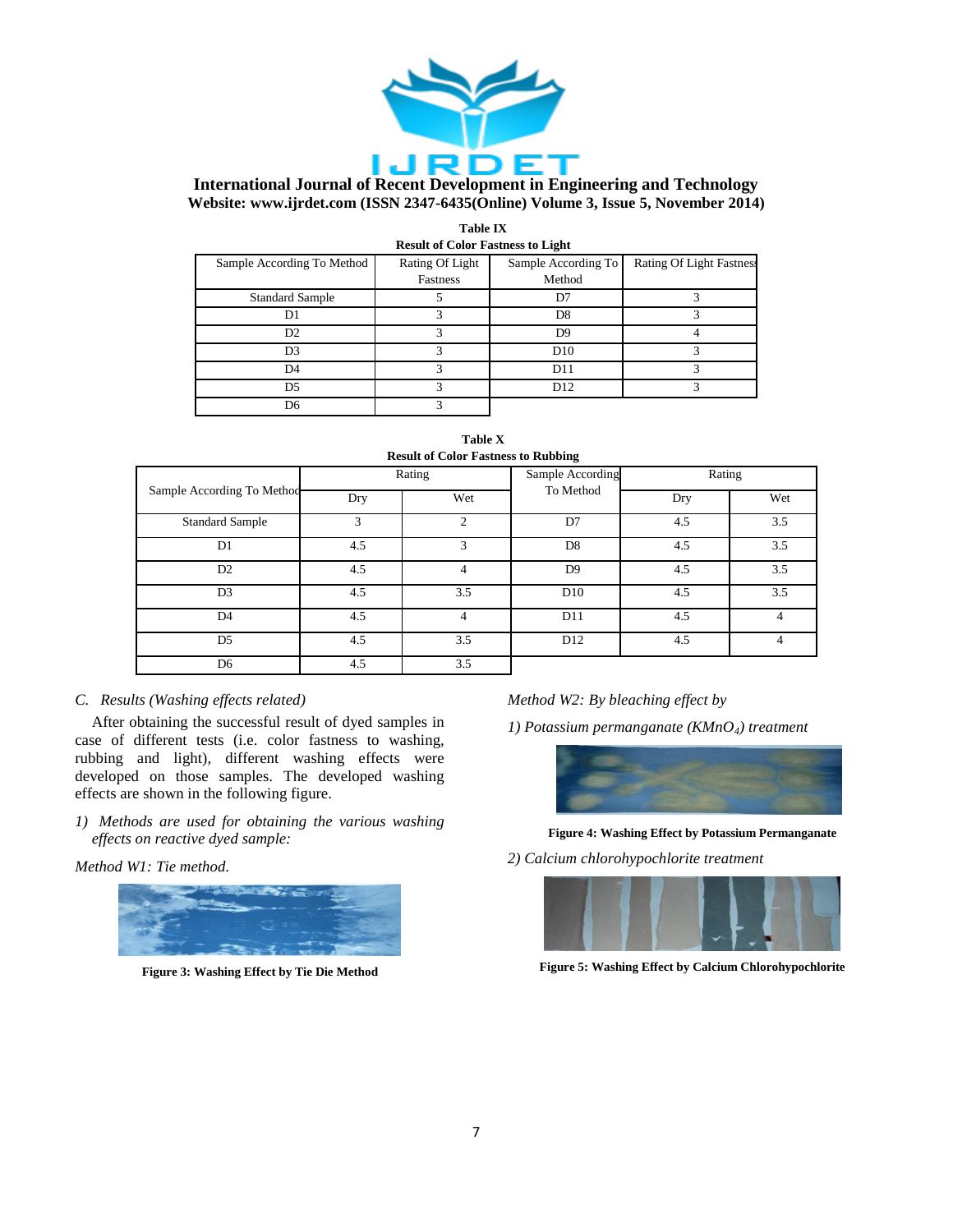**Table IX**
**Result of Color Fastness to Light**

| Sample According To Method | Rating Of Light Fastness | Sample According To Method | Rating Of Light Fastness |
|---|---|---|---|
| Standard Sample | 5 | D7 | 3 |
| D1 | 3 | D8 | 3 |
| D2 | 3 | D9 | 4 |
| D3 | 3 | D10 | 3 |
| D4 | 3 | D11 | 3 |
| D5 | 3 | D12 | 3 |
| D6 | 3 | | |

**Table X**
**Result of Color Fastness to Rubbing**

| Sample According To Method | Rating | | Sample According To Method | Rating | |
|---|---|---|---|---|---|
| | Dry | Wet | | Dry | Wet |
| Standard Sample | 3 | 2 | D7 | 4.5 | 3.5 |
| D1 | 4.5 | 3 | D8 | 4.5 | 3.5 |
| D2 | 4.5 | 4 | D9 | 4.5 | 3.5 |
| D3 | 4.5 | 3.5 | D10 | 4.5 | 3.5 |
| D4 | 4.5 | 4 | D11 | 4.5 | 4 |
| D5 | 4.5 | 3.5 | D12 | 4.5 | 4 |
| D6 | 4.5 | 3.5 | | | |

### *C. Results (Washing effects related)*

After obtaining the successful result of dyed samples in case of different tests (i.e. color fastness to washing, rubbing and light), different washing effects were developed on those samples. The developed washing effects are shown in the following figure.

*1) Methods are used for obtaining the various washing effects on reactive dyed sample:*

*Method W1: Tie method.*

**Figure 3: Washing Effect by Tie Die Method**

*Method W2: By bleaching effect by*

*1) Potassium permanganate ($KMnO_4$) treatment*

**Figure 4: Washing Effect by Potassium Permanganate**

*2) Calcium chlorohypochlorite treatment*

**Figure 5: Washing Effect by Calcium Chlorohypochlorite**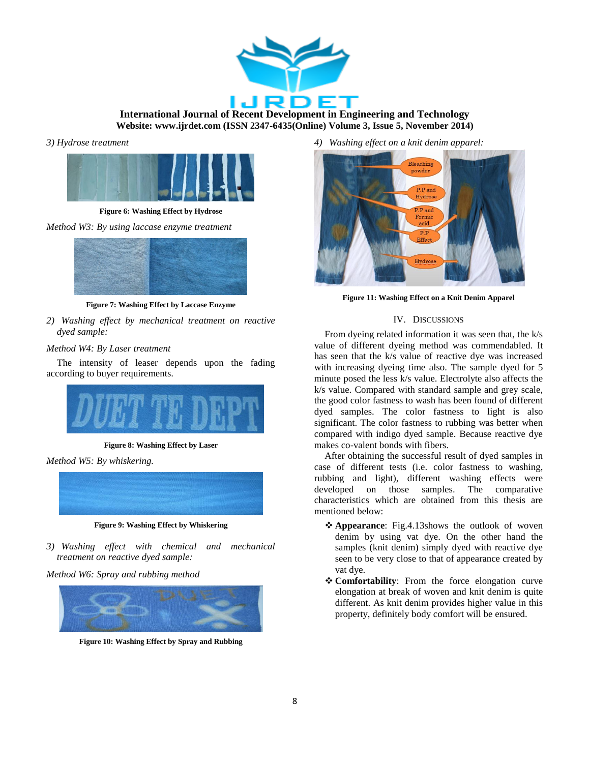*3) Hydrose treatment*

**Figure 6: Washing Effect by Hydrose**

*Method W3: By using laccase enzyme treatment*

**Figure 7: Washing Effect by Laccase Enzyme**

*2) Washing effect by mechanical treatment on reactive dyed sample:*

*Method W4: By Laser treatment*

The intensity of leaser depends upon the fading according to buyer requirements.

**Figure 8: Washing Effect by Laser**

*Method W5: By whiskering.*

**Figure 9: Washing Effect by Whiskering**

*3) Washing effect with chemical and mechanical treatment on reactive dyed sample:*

*Method W6: Spray and rubbing method*

**Figure 10: Washing Effect by Spray and Rubbing**

*4) Washing effect on a knit denim apparel:*

**Figure 11: Washing Effect on a Knit Denim Apparel**

## IV. Discussions

From dyeing related information it was seen that, the k/s value of different dyeing method was commendabled. It has seen that the k/s value of reactive dye was increased with increasing dyeing time also. The sample dyed for 5 minute posed the less k/s value. Electrolyte also affects the k/s value. Compared with standard sample and grey scale, the good color fastness to wash has been found of different dyed samples. The color fastness to light is also significant. The color fastness to rubbing was better when compared with indigo dyed sample. Because reactive dye makes co-valent bonds with fibers.

After obtaining the successful result of dyed samples in case of different tests (i.e. color fastness to washing, rubbing and light), different washing effects were developed on those samples. The comparative characteristics which are obtained from this thesis are mentioned below:

- **Appearance**: Fig.4.13shows the outlook of woven denim by using vat dye. On the other hand the samples (knit denim) simply dyed with reactive dye seen to be very close to that of appearance created by vat dye.
- **Comfortability**: From the force elongation curve elongation at break of woven and knit denim is quite different. As knit denim provides higher value in this property, definitely body comfort will be ensured.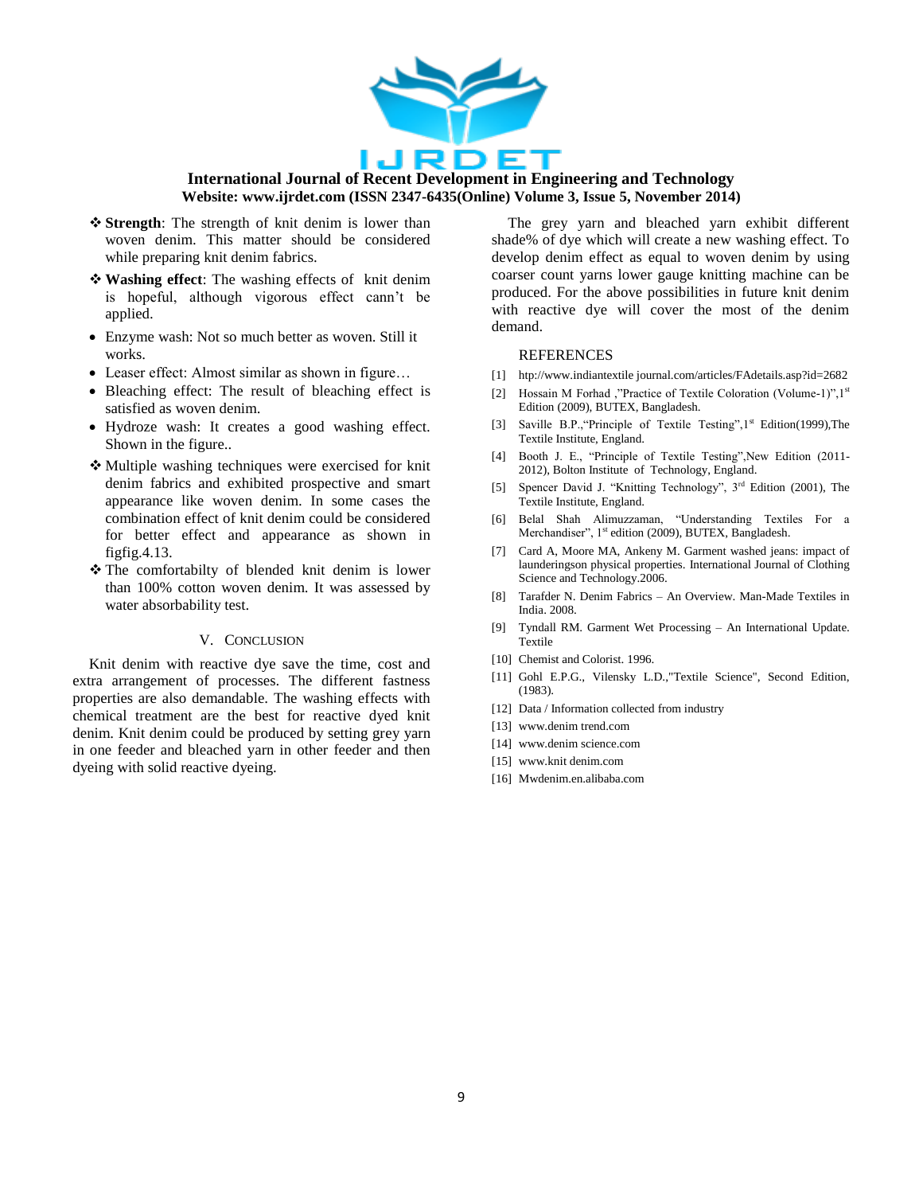- ❖ **Strength**: The strength of knit denim is lower than woven denim. This matter should be considered while preparing knit denim fabrics.
- ❖ **Washing effect**: The washing effects of knit denim is hopeful, although vigorous effect cann't be applied.
  - Enzyme wash: Not so much better as woven. Still it works.
  - Leaser effect: Almost similar as shown in figure…
  - Bleaching effect: The result of bleaching effect is satisfied as woven denim.
  - Hydroze wash: It creates a good washing effect. Shown in the figure..
- ❖ Multiple washing techniques were exercised for knit denim fabrics and exhibited prospective and smart appearance like woven denim. In some cases the combination effect of knit denim could be considered for better effect and appearance as shown in figfig.4.13.
- ❖ The comfortabilty of blended knit denim is lower than 100% cotton woven denim. It was assessed by water absorbability test.

## V. Conclusion

Knit denim with reactive dye save the time, cost and extra arrangement of processes. The different fastness properties are also demandable. The washing effects with chemical treatment are the best for reactive dyed knit denim. Knit denim could be produced by setting grey yarn in one feeder and bleached yarn in other feeder and then dyeing with solid reactive dyeing.

The grey yarn and bleached yarn exhibit different shade% of dye which will create a new washing effect. To develop denim effect as equal to woven denim by using coarser count yarns lower gauge knitting machine can be produced. For the above possibilities in future knit denim with reactive dye will cover the most of the denim demand.

## References

[1] htp://www.indiantextile journal.com/articles/FAdetails.asp?id=2682

[2] Hossain M Forhad ,"Practice of Textile Coloration (Volume-1)",1st Edition (2009), BUTEX, Bangladesh.

[3] Saville B.P.,"Principle of Textile Testing",1st Edition(1999),The Textile Institute, England.

[4] Booth J. E., "Principle of Textile Testing",New Edition (2011-2012), Bolton Institute of Technology, England.

[5] Spencer David J. "Knitting Technology", 3rd Edition (2001), The Textile Institute, England.

[6] Belal Shah Alimuzzaman, "Understanding Textiles For a Merchandiser", 1st edition (2009), BUTEX, Bangladesh.

[7] Card A, Moore MA, Ankeny M. Garment washed jeans: impact of launderingson physical properties. International Journal of Clothing Science and Technology.2006.

[8] Tarafder N. Denim Fabrics – An Overview. Man-Made Textiles in India. 2008.

[9] Tyndall RM. Garment Wet Processing – An International Update. Textile

[10] Chemist and Colorist. 1996.

[11] Gohl E.P.G., Vilensky L.D.,"Textile Science", Second Edition, (1983).

[12] Data / Information collected from industry

[13] www.denim trend.com

[14] www.denim science.com

[15] www.knit denim.com

[16] Mwdenim.en.alibaba.com